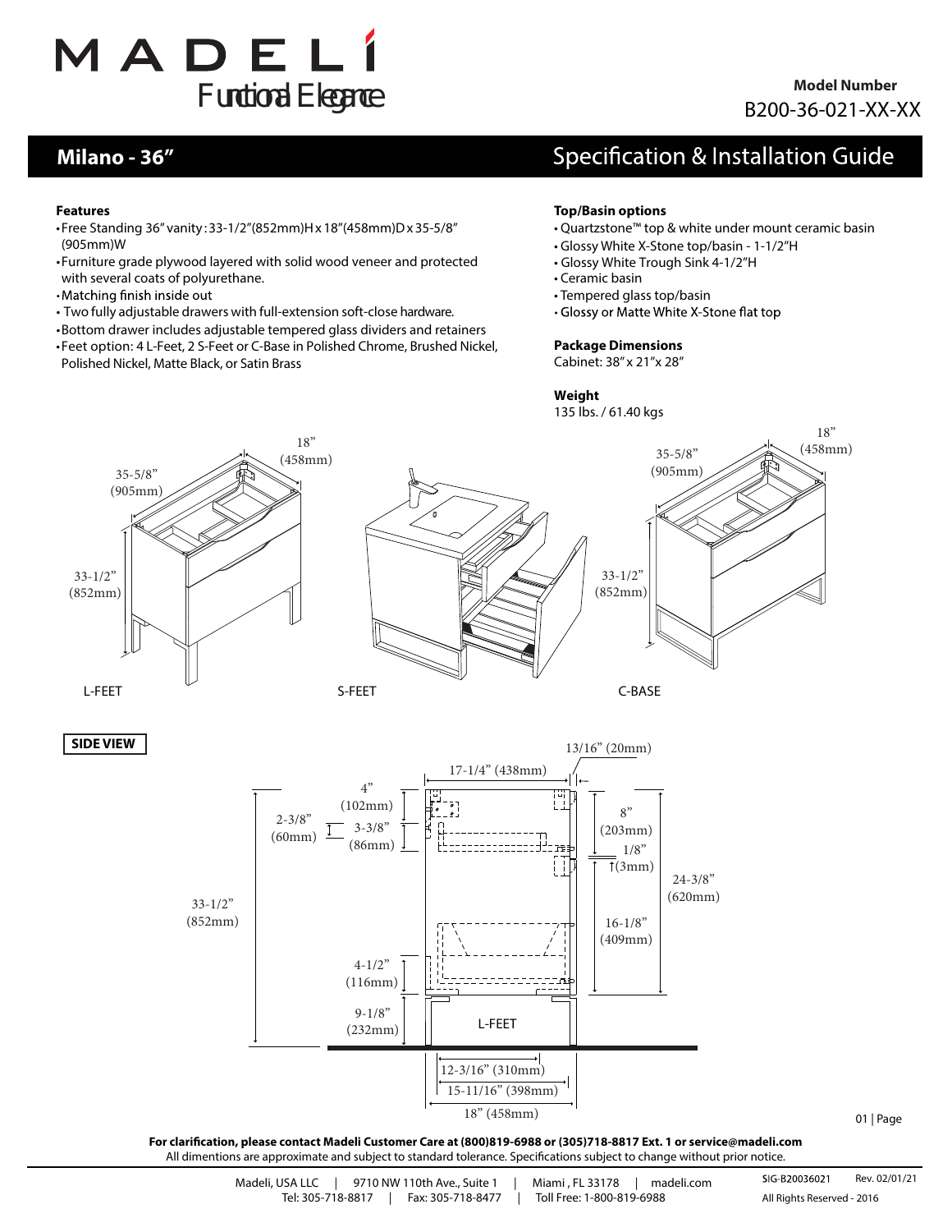# MADELÍ

Functional Elegance

**Model Number**
B200-36-021-XX-XX

## Milano - 36"

## Specification & Installation Guide

**Features**

- Free Standing 36" vanity : 33-1/2"(852mm)H x 18"(458mm)D x 35-5/8" (905mm)W
- Furniture grade plywood layered with solid wood veneer and protected with several coats of polyurethane.
- Matching finish inside out
- Two fully adjustable drawers with full-extension soft-close hardware.
- Bottom drawer includes adjustable tempered glass dividers and retainers
- Feet option: 4 L-Feet, 2 S-Feet or C-Base in Polished Chrome, Brushed Nickel, Polished Nickel, Matte Black, or Satin Brass

**Top/Basin options**

- Quartzstone™ top & white under mount ceramic basin
- Glossy White X-Stone top/basin - 1-1/2"H
- Glossy White Trough Sink 4-1/2"H
- Ceramic basin
- Tempered glass top/basin
- Glossy or Matte White X-Stone flat top

**Package Dimensions**

Cabinet: 38" x 21"x 28"

**Weight**

135 lbs. / 61.40 kgs

18" (458mm)
35-5/8" (905mm)
33-1/2" (852mm)

L-FEET

S-FEET

35-5/8" (905mm)
18" (458mm)
33-1/2" (852mm)

C-BASE

**SIDE VIEW**

13/16" (20mm)
17-1/4" (438mm)
4" (102mm)
2-3/8" (60mm)
3-3/8" (86mm)
8" (203mm)
1/8" (3mm)
24-3/8" (620mm)
33-1/2" (852mm)
16-1/8" (409mm)
4-1/2" (116mm)
9-1/8" (232mm)
L-FEET
12-3/16" (310mm)
15-11/16" (398mm)
18" (458mm)

**For clarification, please contact Madeli Customer Care at (800)819-6988 or (305)718-8817 Ext. 1 or service@madeli.com**
All dimentions are approximate and subject to standard tolerance. Specifications subject to change without prior notice.

Madeli, USA LLC | 9710 NW 110th Ave., Suite 1 | Miami , FL 33178 | madeli.com
Tel: 305-718-8817 | Fax: 305-718-8477 | Toll Free: 1-800-819-6988

SIG-B20036021 Rev. 02/01/21
All Rights Reserved - 2016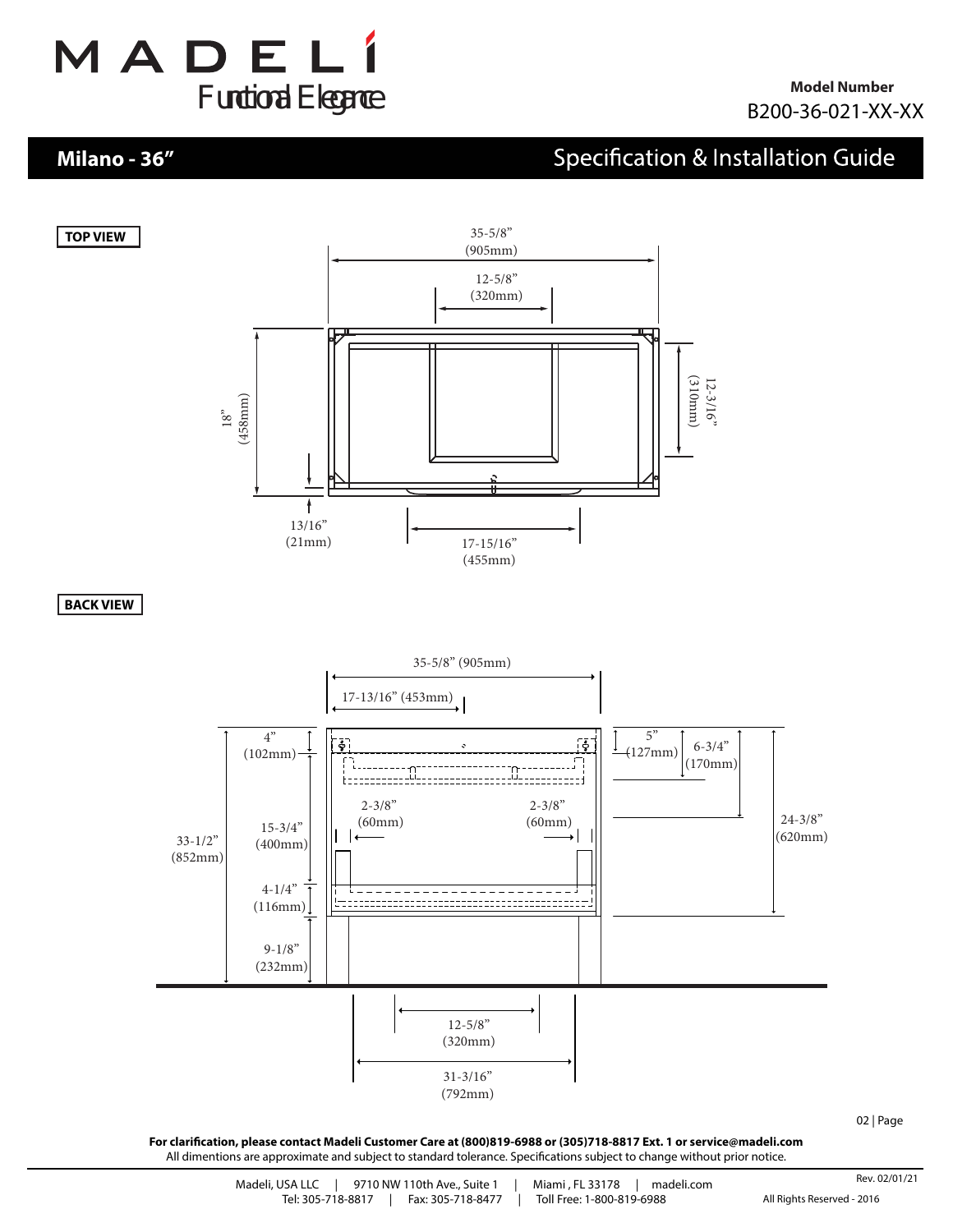# MADELÍ

Functional Elegance

**Model Number**
B200-36-021-XX-XX

## Milano - 36”

## Specification & Installation Guide

**TOP VIEW**

35-5/8” (905mm)

12-5/8” (320mm)

18” (458mm)

12-3/16” (310mm)

13/16” (21mm)

17-15/16” (455mm)

**BACK VIEW**

35-5/8” (905mm)

17-13/16” (453mm)

4” (102mm)

15-3/4” (400mm)

33-1/2” (852mm)

4-1/4” (116mm)

9-1/8” (232mm)

2-3/8” (60mm)

2-3/8” (60mm)

5” (127mm)

6-3/4” (170mm)

24-3/8” (620mm)

12-5/8” (320mm)

31-3/16” (792mm)

**For clarification, please contact Madeli Customer Care at (800)819-6988 or (305)718-8817 Ext. 1 or service@madeli.com**
All dimentions are approximate and subject to standard tolerance. Specifications subject to change without prior notice.

Madeli, USA LLC | 9710 NW 110th Ave., Suite 1 | Miami , FL 33178 | madeli.com
Tel: 305-718-8817 | Fax: 305-718-8477 | Toll Free: 1-800-819-6988

Rev. 02/01/21
All Rights Reserved - 2016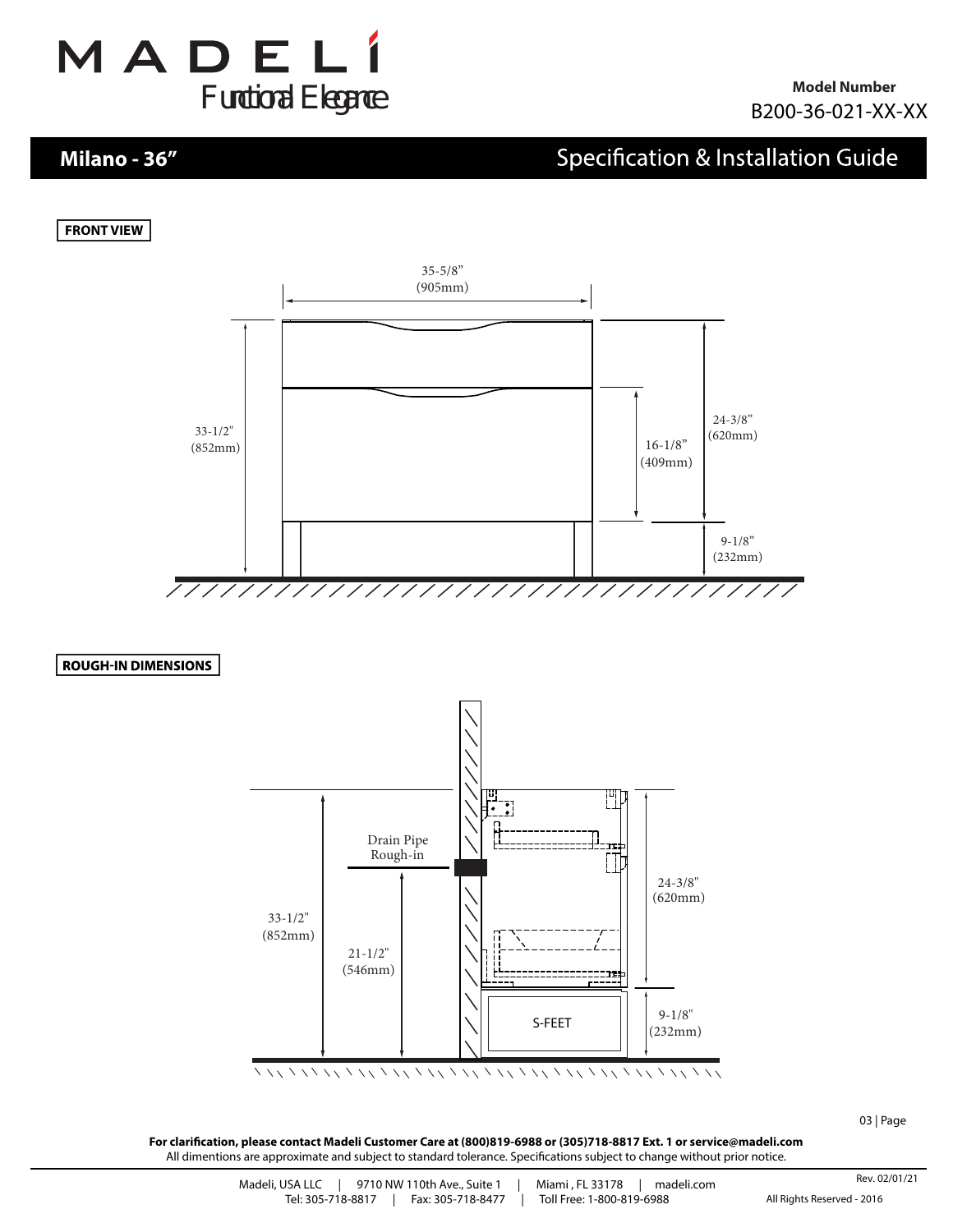# MADELÍ

Functional Elegance

**Model Number**
B200-36-021-XX-XX

## Milano - 36” — Specification & Installation Guide

**FRONT VIEW**

35-5/8” (905mm)

33-1/2" (852mm)

16-1/8” (409mm)

24-3/8” (620mm)

9-1/8” (232mm)

**ROUGH-IN DIMENSIONS**

Drain Pipe Rough-in

33-1/2" (852mm)

21-1/2" (546mm)

24-3/8" (620mm)

9-1/8" (232mm)

S-FEET

**For clarification, please contact Madeli Customer Care at (800)819-6988 or (305)718-8817 Ext. 1 or service@madeli.com**
All dimentions are approximate and subject to standard tolerance. Specifications subject to change without prior notice.

Madeli, USA LLC | 9710 NW 110th Ave., Suite 1 | Miami , FL 33178 | madeli.com
Tel: 305-718-8817 | Fax: 305-718-8477 | Toll Free: 1-800-819-6988

Rev. 02/01/21
All Rights Reserved - 2016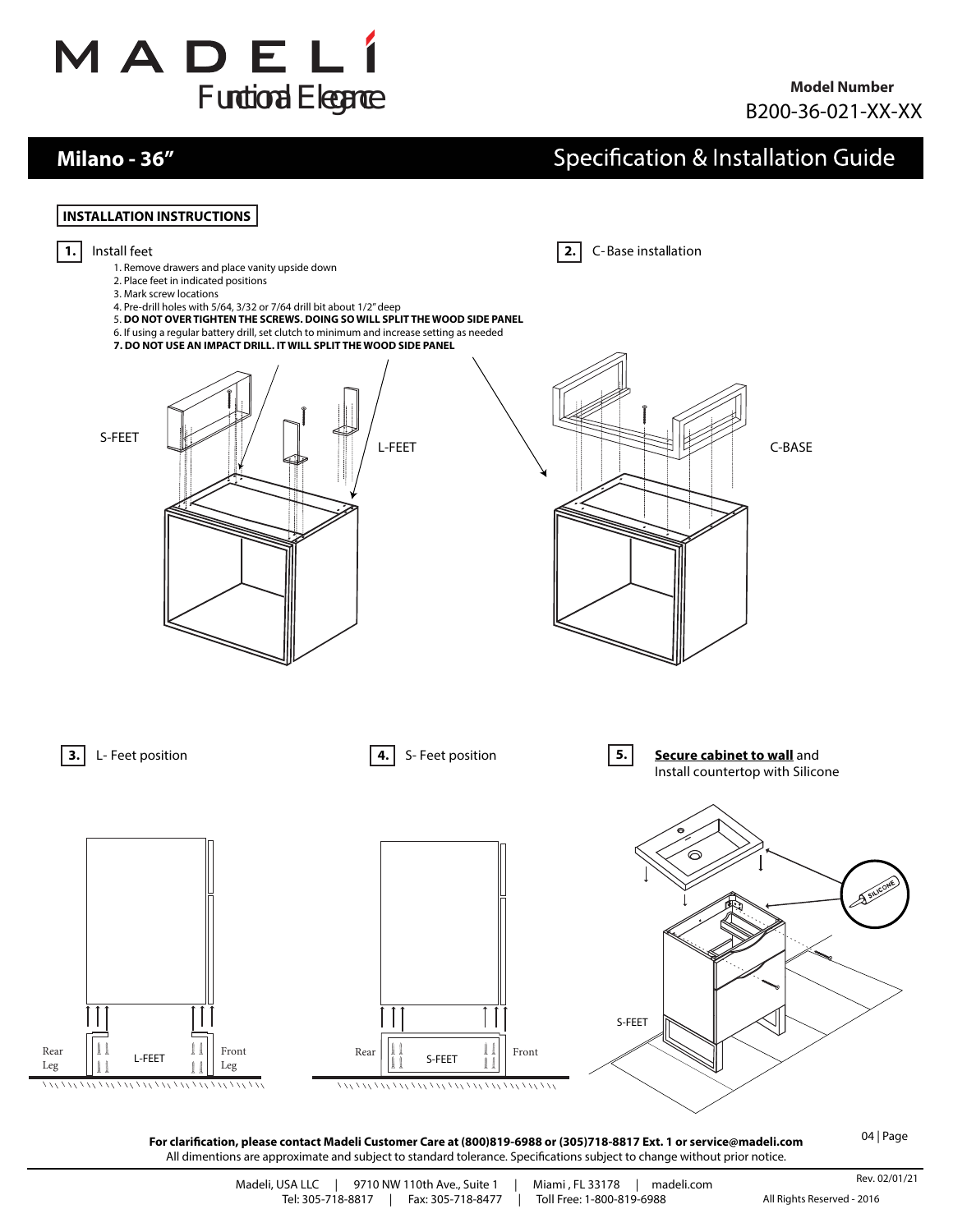# MADELÍ

Functional Elegance

**Model Number**
B200-36-021-XX-XX

## Milano - 36"

## Specification & Installation Guide

**INSTALLATION INSTRUCTIONS**

**1.** Install feet

1. Remove drawers and place vanity upside down
2. Place feet in indicated positions
3. Mark screw locations
4. Pre-drill holes with 5/64, 3/32 or 7/64 drill bit about 1/2" deep
5. **DO NOT OVER TIGHTEN THE SCREWS. DOING SO WILL SPLIT THE WOOD SIDE PANEL**
6. If using a regular battery drill, set clutch to minimum and increase setting as needed
7. **DO NOT USE AN IMPACT DRILL. IT WILL SPLIT THE WOOD SIDE PANEL**

S-FEET

L-FEET

**2.** C- Base installation

C-BASE

**3.** L- Feet position

Rear Leg

L-FEET

Front Leg

**4.** S- Feet position

Rear

S-FEET

Front

**5.** **Secure cabinet to wall** and Install countertop with Silicone

SILICONE

S-FEET

**For clarification, please contact Madeli Customer Care at (800)819-6988 or (305)718-8817 Ext. 1 or service@madeli.com**
All dimentions are approximate and subject to standard tolerance. Specifications subject to change without prior notice.

Madeli, USA LLC | 9710 NW 110th Ave., Suite 1 | Miami , FL 33178 | madeli.com
Tel: 305-718-8817 | Fax: 305-718-8477 | Toll Free: 1-800-819-6988

Rev. 02/01/21

All Rights Reserved - 2016